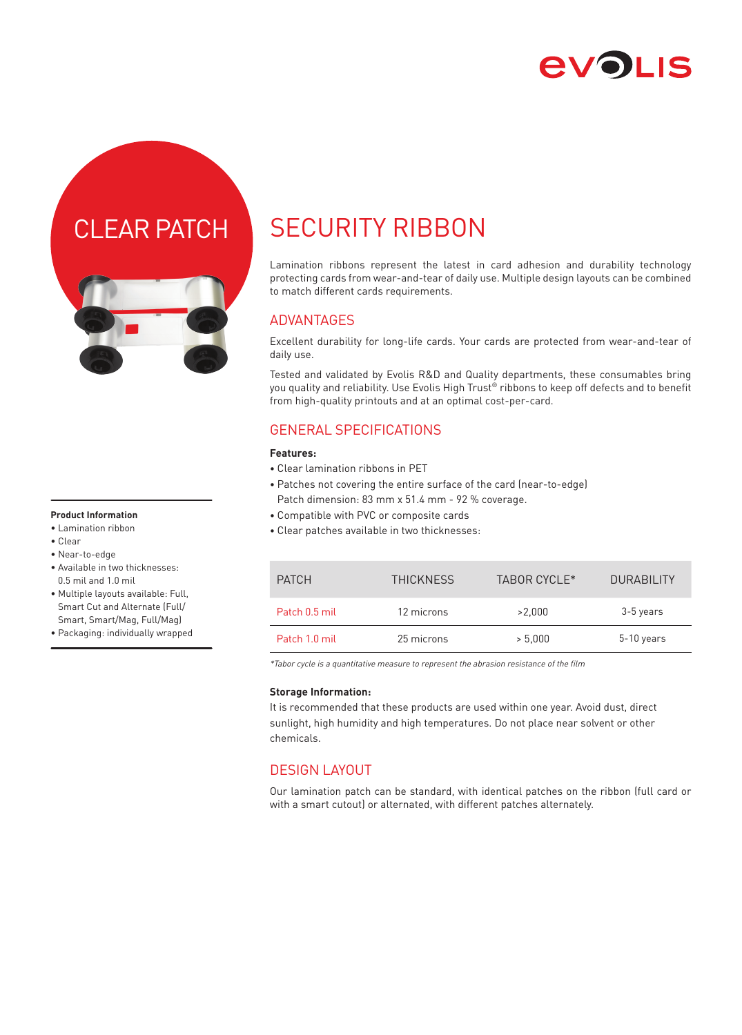evolis

# CLEAR PATCH

# SECURITY RIBBON

Lamination ribbons represent the latest in card adhesion and durability technology protecting cards from wear-and-tear of daily use. Multiple design layouts can be combined to match different cards requirements.

## ADVANTAGES

Excellent durability for long-life cards. Your cards are protected from wear-and-tear of daily use.

Tested and validated by Evolis R&D and Quality departments, these consumables bring you quality and reliability. Use Evolis High Trust® ribbons to keep off defects and to benefit from high-quality printouts and at an optimal cost-per-card.

## GENERAL SPECIFICATIONS

**Features:**

- Clear lamination ribbons in PET
- Patches not covering the entire surface of the card (near-to-edge)
  Patch dimension: 83 mm x 51.4 mm - 92 % coverage.
- Compatible with PVC or composite cards
- Clear patches available in two thicknesses:

| PATCH | THICKNESS | TABOR CYCLE* | DURABILITY |
|---|---|---|---|
| Patch 0.5 mil | 12 microns | >2,000 | 3-5 years |
| Patch 1.0 mil | 25 microns | > 5,000 | 5-10 years |

*\*Tabor cycle is a quantitative measure to represent the abrasion resistance of the film*

**Storage Information:**

It is recommended that these products are used within one year. Avoid dust, direct sunlight, high humidity and high temperatures. Do not place near solvent or other chemicals.

## DESIGN LAYOUT

Our lamination patch can be standard, with identical patches on the ribbon (full card or with a smart cutout) or alternated, with different patches alternately.

**Product Information**

- Lamination ribbon
- Clear
- Near-to-edge
- Available in two thicknesses: 0.5 mil and 1.0 mil
- Multiple layouts available: Full, Smart Cut and Alternate (Full/Smart, Smart/Mag, Full/Mag)
- Packaging: individually wrapped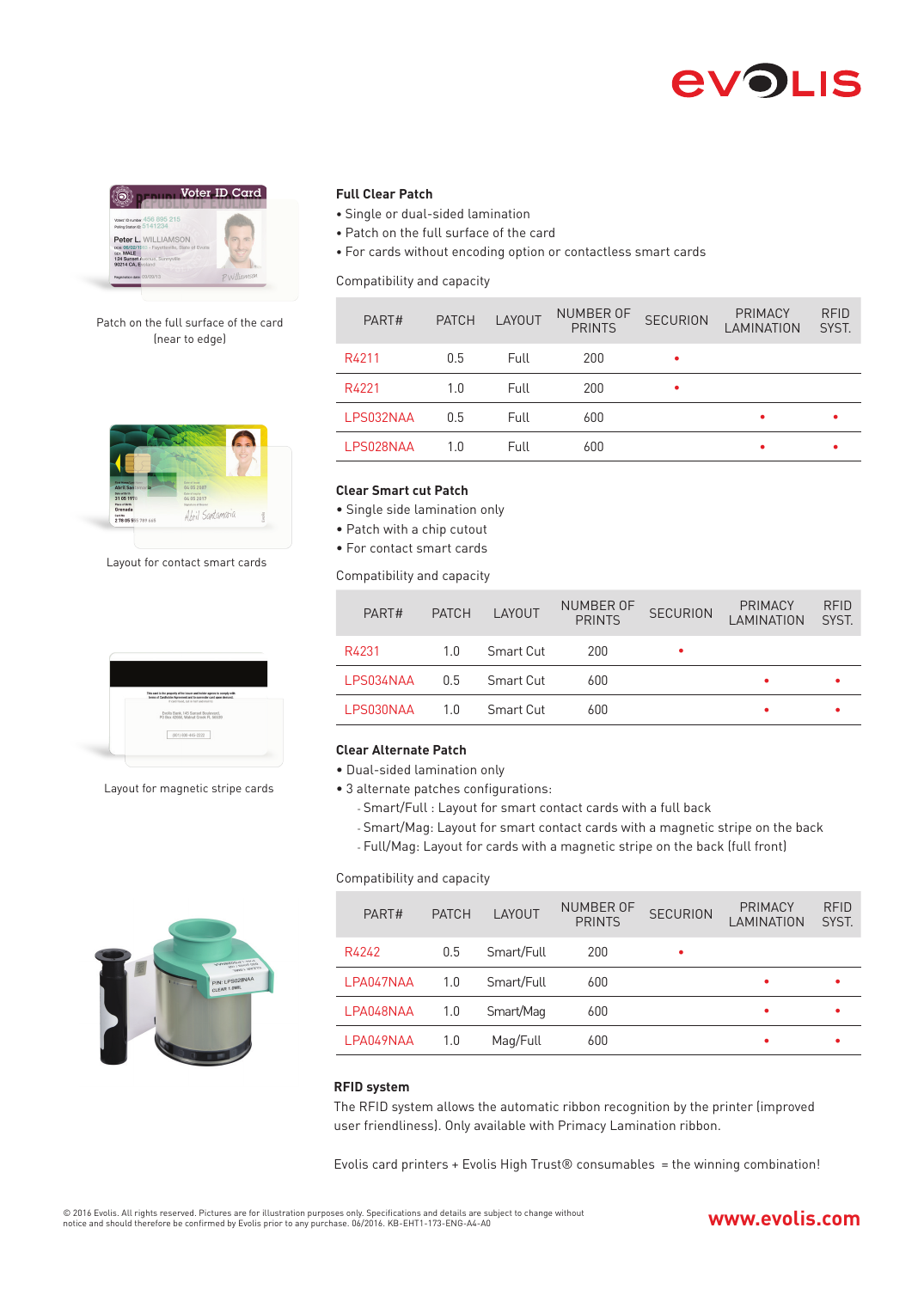Patch on the full surface of the card (near to edge)

Layout for contact smart cards

Layout for magnetic stripe cards

**Full Clear Patch**

- Single or dual-sided lamination
- Patch on the full surface of the card
- For cards without encoding option or contactless smart cards

Compatibility and capacity

| PART# | PATCH | LAYOUT | NUMBER OF PRINTS | SECURION | PRIMACY LAMINATION | RFID SYST. |
|---|---|---|---|---|---|---|
| R4211 | 0.5 | Full | 200 | • | | |
| R4221 | 1.0 | Full | 200 | • | | |
| LPS032NAA | 0.5 | Full | 600 | | • | • |
| LPS028NAA | 1.0 | Full | 600 | | • | • |

**Clear Smart cut Patch**

- Single side lamination only
- Patch with a chip cutout
- For contact smart cards

Compatibility and capacity

| PART# | PATCH | LAYOUT | NUMBER OF PRINTS | SECURION | PRIMACY LAMINATION | RFID SYST. |
|---|---|---|---|---|---|---|
| R4231 | 1.0 | Smart Cut | 200 | • | | |
| LPS034NAA | 0.5 | Smart Cut | 600 | | • | • |
| LPS030NAA | 1.0 | Smart Cut | 600 | | • | • |

**Clear Alternate Patch**

- Dual-sided lamination only
- 3 alternate patches configurations:
  - Smart/Full : Layout for smart contact cards with a full back
  - Smart/Mag: Layout for smart contact cards with a magnetic stripe on the back
  - Full/Mag: Layout for cards with a magnetic stripe on the back (full front)

Compatibility and capacity

| PART# | PATCH | LAYOUT | NUMBER OF PRINTS | SECURION | PRIMACY LAMINATION | RFID SYST. |
|---|---|---|---|---|---|---|
| R4242 | 0.5 | Smart/Full | 200 | • | | |
| LPA047NAA | 1.0 | Smart/Full | 600 | | • | • |
| LPA048NAA | 1.0 | Smart/Mag | 600 | | • | • |
| LPA049NAA | 1.0 | Mag/Full | 600 | | • | • |

**RFID system**

The RFID system allows the automatic ribbon recognition by the printer (improved user friendliness). Only available with Primacy Lamination ribbon.

Evolis card printers + Evolis High Trust® consumables = the winning combination!

© 2016 Evolis. All rights reserved. Pictures are for illustration purposes only. Specifications and details are subject to change without notice and should therefore be confirmed by Evolis prior to any purchase. 06/2016. KB-EHT1-173-ENG-A4-A0

www.evolis.com